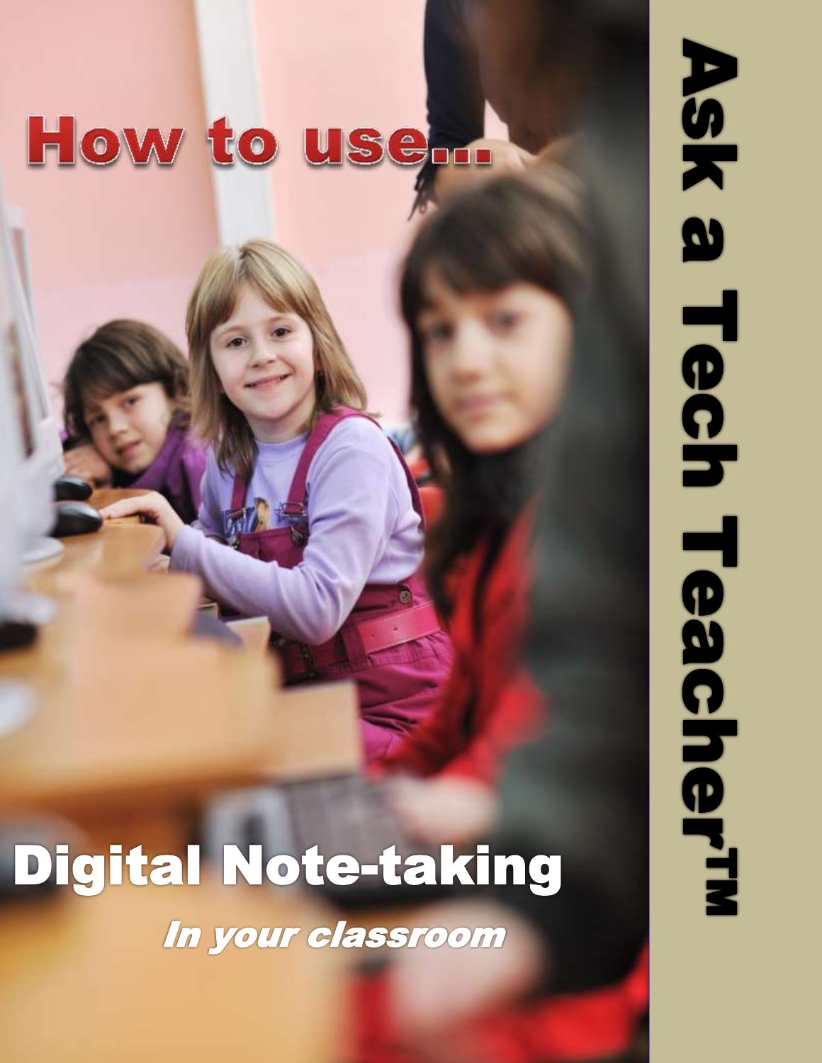# How to use...

# Digital Note-taking

*In your classroom*

Ask a Tech Teacher™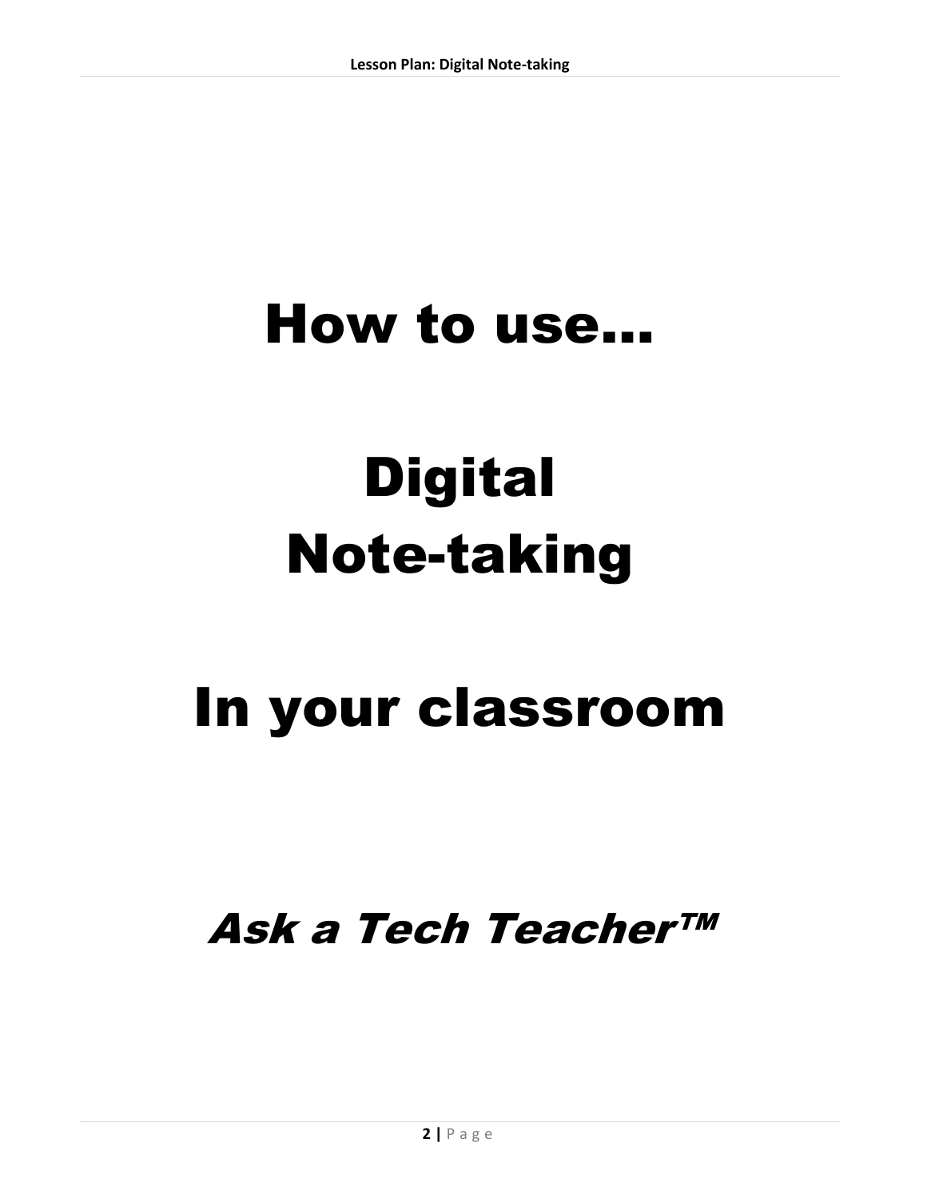# How to use…

# Digital Note-taking

# In your classroom

## *Ask a Tech Teacher™*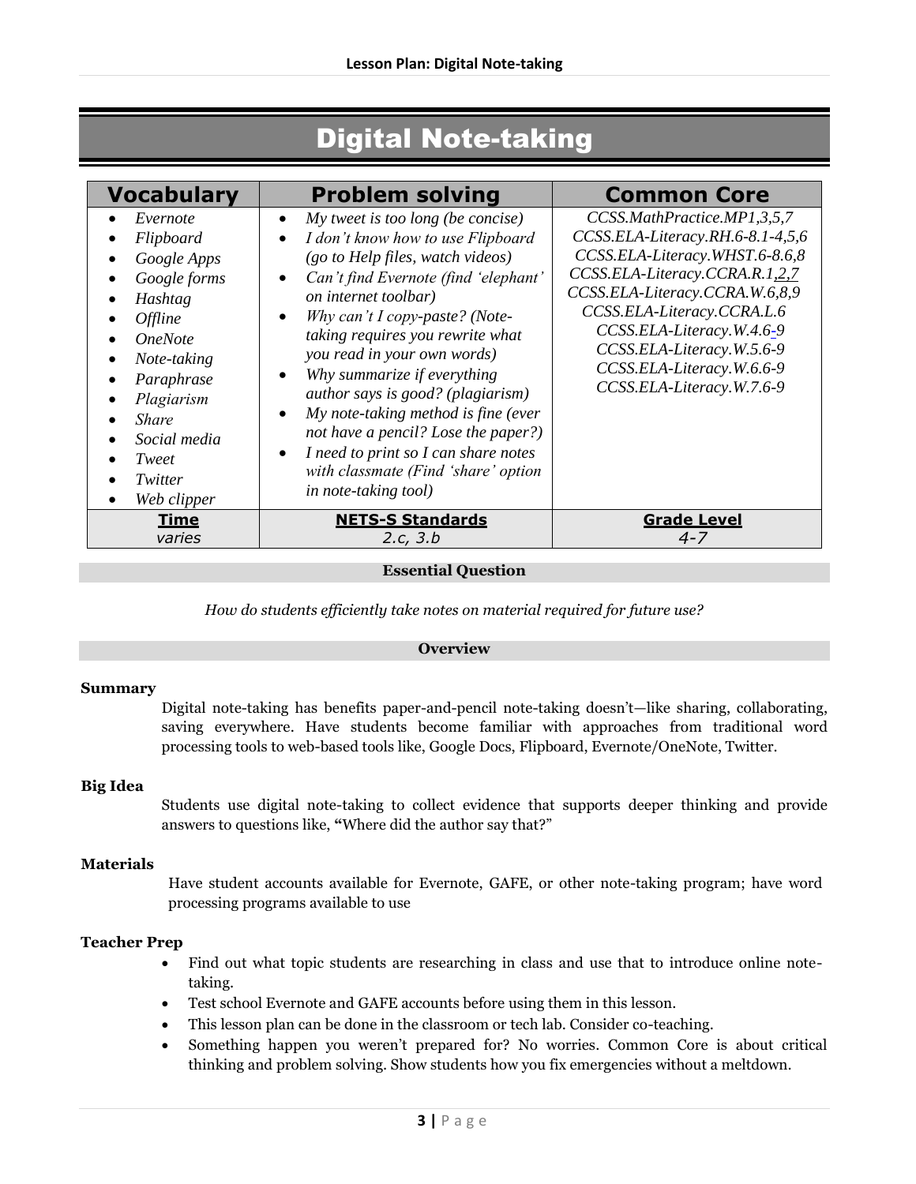# Digital Note-taking

| Vocabulary | Problem solving | Common Core |
|---|---|---|
| • *Evernote*<br>• *Flipboard*<br>• *Google Apps*<br>• *Google forms*<br>• *Hashtag*<br>• *Offline*<br>• *OneNote*<br>• *Note-taking*<br>• *Paraphrase*<br>• *Plagiarism*<br>• *Share*<br>• *Social media*<br>• *Tweet*<br>• *Twitter*<br>• *Web clipper* | • *My tweet is too long (be concise)*<br>• *I don't know how to use Flipboard (go to Help files, watch videos)*<br>• *Can't find Evernote (find 'elephant' on internet toolbar)*<br>• *Why can't I copy-paste? (Note-taking requires you rewrite what you read in your own words)*<br>• *Why summarize if everything author says is good? (plagiarism)*<br>• *My note-taking method is fine (ever not have a pencil? Lose the paper?)*<br>• *I need to print so I can share notes with classmate (Find 'share' option in note-taking tool)* | *CCSS.MathPractice.MP1,3,5,7*<br>*CCSS.ELA-Literacy.RH.6-8.1-4,5,6*<br>*CCSS.ELA-Literacy.WHST.6-8.6,8*<br>*CCSS.ELA-Literacy.CCRA.R.1,2,7*<br>*CCSS.ELA-Literacy.CCRA.W.6,8,9*<br>*CCSS.ELA-Literacy.CCRA.L.6*<br>*CCSS.ELA-Literacy.W.4.6-9*<br>*CCSS.ELA-Literacy.W.5.6-9*<br>*CCSS.ELA-Literacy.W.6.6-9*<br>*CCSS.ELA-Literacy.W.7.6-9* |
| **Time**<br>*varies* | **NETS-S Standards**<br>*2.c, 3.b* | **Grade Level**<br>*4-7* |

## Essential Question

*How do students efficiently take notes on material required for future use?*

## Overview

**Summary**

Digital note-taking has benefits paper-and-pencil note-taking doesn't—like sharing, collaborating, saving everywhere. Have students become familiar with approaches from traditional word processing tools to web-based tools like, Google Docs, Flipboard, Evernote/OneNote, Twitter.

**Big Idea**

Students use digital note-taking to collect evidence that supports deeper thinking and provide answers to questions like, "Where did the author say that?"

**Materials**

Have student accounts available for Evernote, GAFE, or other note-taking program; have word processing programs available to use

**Teacher Prep**

- Find out what topic students are researching in class and use that to introduce online note-taking.
- Test school Evernote and GAFE accounts before using them in this lesson.
- This lesson plan can be done in the classroom or tech lab. Consider co-teaching.
- Something happen you weren't prepared for? No worries. Common Core is about critical thinking and problem solving. Show students how you fix emergencies without a meltdown.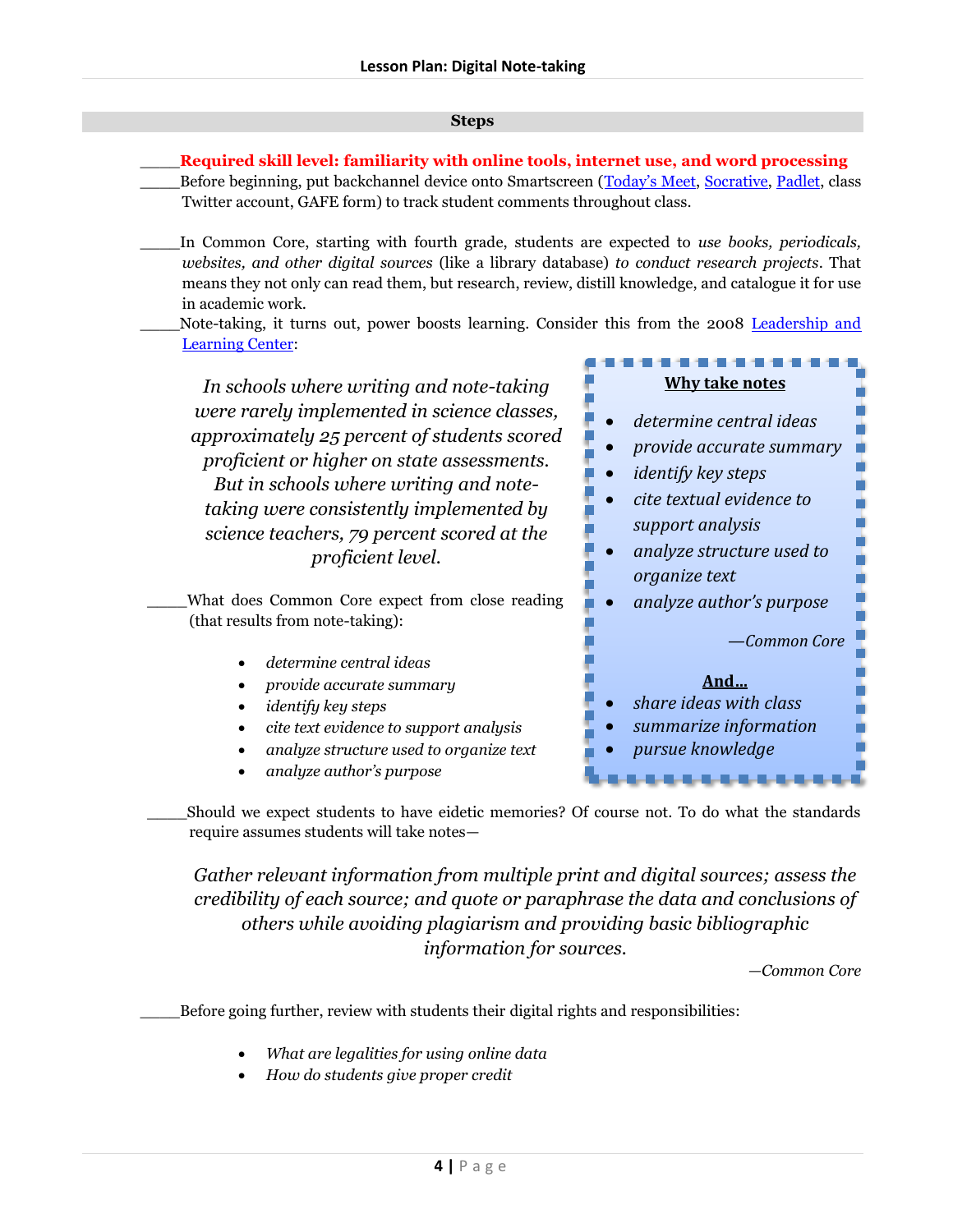## Steps

_____**Required skill level: familiarity with online tools, internet use, and word processing**

_____Before beginning, put backchannel device onto Smartscreen (Today's Meet, Socrative, Padlet, class Twitter account, GAFE form) to track student comments throughout class.

_____In Common Core, starting with fourth grade, students are expected to *use books, periodicals, websites, and other digital sources* (like a library database) *to conduct research projects*. That means they not only can read them, but research, review, distill knowledge, and catalogue it for use in academic work.

_____Note-taking, it turns out, power boosts learning. Consider this from the 2008 Leadership and Learning Center:

> *In schools where writing and note-taking were rarely implemented in science classes, approximately 25 percent of students scored proficient or higher on state assessments. But in schools where writing and note-taking were consistently implemented by science teachers, 79 percent scored at the proficient level.*

_____What does Common Core expect from close reading (that results from note-taking):

- *determine central ideas*
- *provide accurate summary*
- *identify key steps*
- *cite text evidence to support analysis*
- *analyze structure used to organize text*
- *analyze author's purpose*

**Why take notes**

- *determine central ideas*
- *provide accurate summary*
- *identify key steps*
- *cite textual evidence to support analysis*
- *analyze structure used to organize text*
- *analyze author's purpose*

—*Common Core*

**And…**

- *share ideas with class*
- *summarize information*
- *pursue knowledge*

_____Should we expect students to have eidetic memories? Of course not. To do what the standards require assumes students will take notes—

> *Gather relevant information from multiple print and digital sources; assess the credibility of each source; and quote or paraphrase the data and conclusions of others while avoiding plagiarism and providing basic bibliographic information for sources.*
>
> —*Common Core*

_____Before going further, review with students their digital rights and responsibilities:

- *What are legalities for using online data*
- *How do students give proper credit*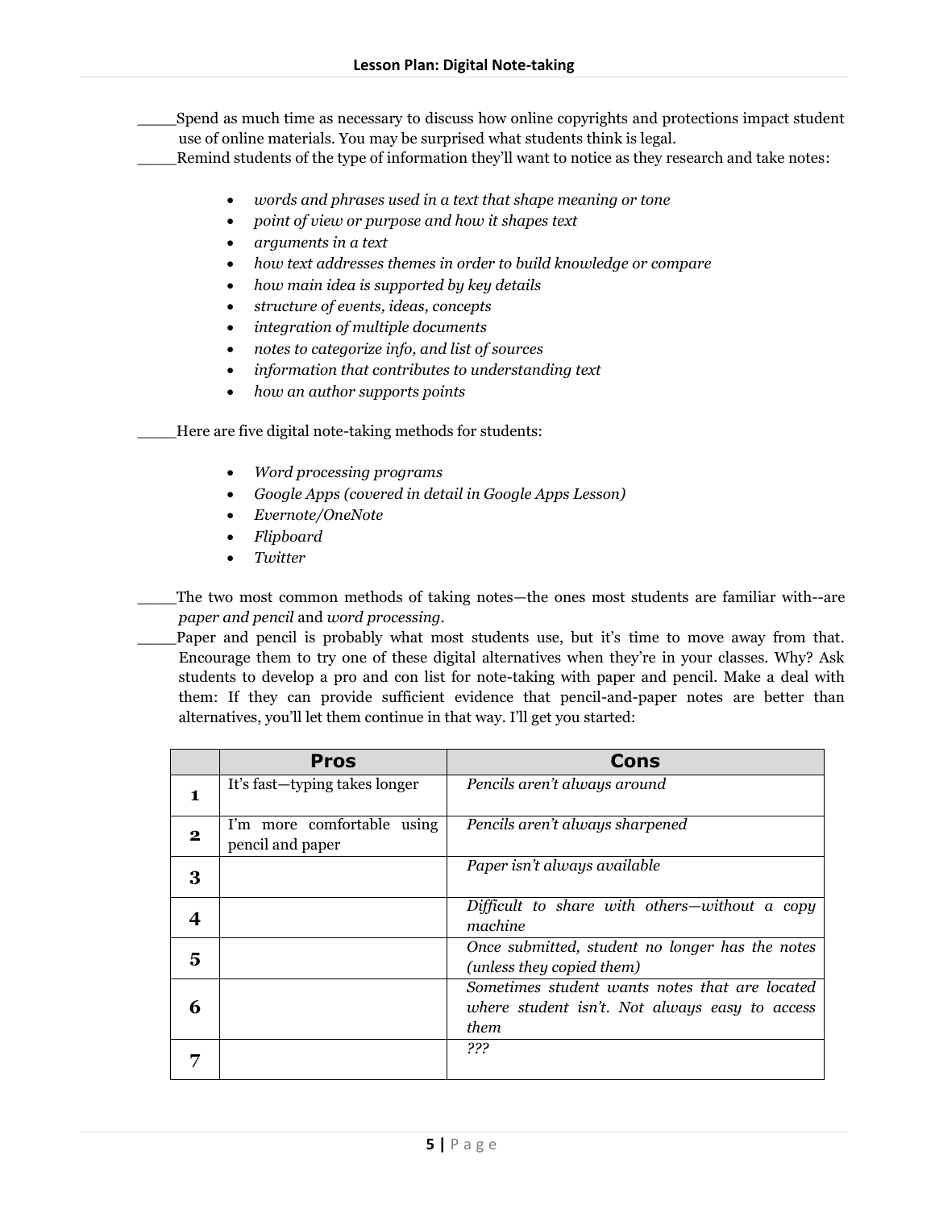_____Spend as much time as necessary to discuss how online copyrights and protections impact student use of online materials. You may be surprised what students think is legal.

_____Remind students of the type of information they'll want to notice as they research and take notes:

- *words and phrases used in a text that shape meaning or tone*
- *point of view or purpose and how it shapes text*
- *arguments in a text*
- *how text addresses themes in order to build knowledge or compare*
- *how main idea is supported by key details*
- *structure of events, ideas, concepts*
- *integration of multiple documents*
- *notes to categorize info, and list of sources*
- *information that contributes to understanding text*
- *how an author supports points*

_____Here are five digital note-taking methods for students:

- *Word processing programs*
- *Google Apps (covered in detail in Google Apps Lesson)*
- *Evernote/OneNote*
- *Flipboard*
- *Twitter*

_____The two most common methods of taking notes—the ones most students are familiar with--are *paper and pencil* and *word processing*.

_____Paper and pencil is probably what most students use, but it's time to move away from that. Encourage them to try one of these digital alternatives when they're in your classes. Why? Ask students to develop a pro and con list for note-taking with paper and pencil. Make a deal with them: If they can provide sufficient evidence that pencil-and-paper notes are better than alternatives, you'll let them continue in that way. I'll get you started:

| | Pros | Cons |
|---|---|---|
| **1** | It's fast—typing takes longer | *Pencils aren't always around* |
| **2** | I'm more comfortable using pencil and paper | *Pencils aren't always sharpened* |
| **3** | | *Paper isn't always available* |
| **4** | | *Difficult to share with others—without a copy machine* |
| **5** | | *Once submitted, student no longer has the notes (unless they copied them)* |
| **6** | | *Sometimes student wants notes that are located where student isn't. Not always easy to access them* |
| **7** | | *???* |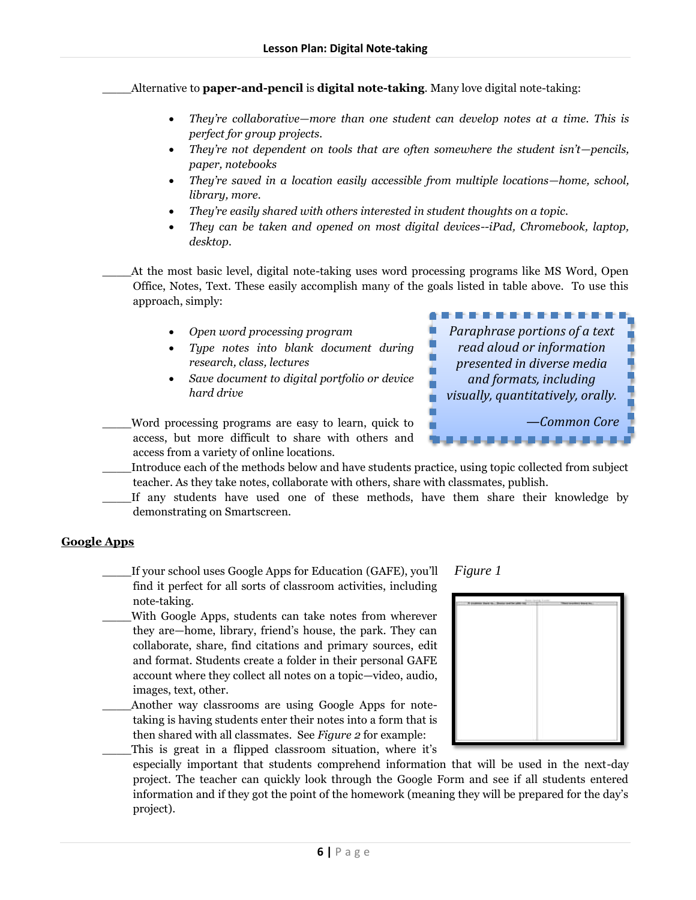_____Alternative to **paper-and-pencil** is **digital note-taking**. Many love digital note-taking:

- *They're collaborative—more than one student can develop notes at a time. This is perfect for group projects.*
- *They're not dependent on tools that are often somewhere the student isn't—pencils, paper, notebooks*
- *They're saved in a location easily accessible from multiple locations—home, school, library, more.*
- *They're easily shared with others interested in student thoughts on a topic.*
- *They can be taken and opened on most digital devices--iPad, Chromebook, laptop, desktop.*

_____At the most basic level, digital note-taking uses word processing programs like MS Word, Open Office, Notes, Text. These easily accomplish many of the goals listed in table above. To use this approach, simply:

- *Open word processing program*
- *Type notes into blank document during research, class, lectures*
- *Save document to digital portfolio or device hard drive*

> *Paraphrase portions of a text read aloud or information presented in diverse media and formats, including visually, quantitatively, orally.*
>
> *—Common Core*

_____Word processing programs are easy to learn, quick to access, but more difficult to share with others and access from a variety of online locations.

_____Introduce each of the methods below and have students practice, using topic collected from subject teacher. As they take notes, collaborate with others, share with classmates, publish.

_____If any students have used one of these methods, have them share their knowledge by demonstrating on Smartscreen.

## Google Apps

_____If your school uses Google Apps for Education (GAFE), you'll find it perfect for all sorts of classroom activities, including note-taking.

*Figure 1*

_____With Google Apps, students can take notes from wherever they are—home, library, friend's house, the park. They can collaborate, share, find citations and primary sources, edit and format. Students create a folder in their personal GAFE account where they collect all notes on a topic—video, audio, images, text, other.

_____Another way classrooms are using Google Apps for note-taking is having students enter their notes into a form that is then shared with all classmates. See *Figure 2* for example:

_____This is great in a flipped classroom situation, where it's especially important that students comprehend information that will be used in the next-day project. The teacher can quickly look through the Google Form and see if all students entered information and if they got the point of the homework (meaning they will be prepared for the day's project).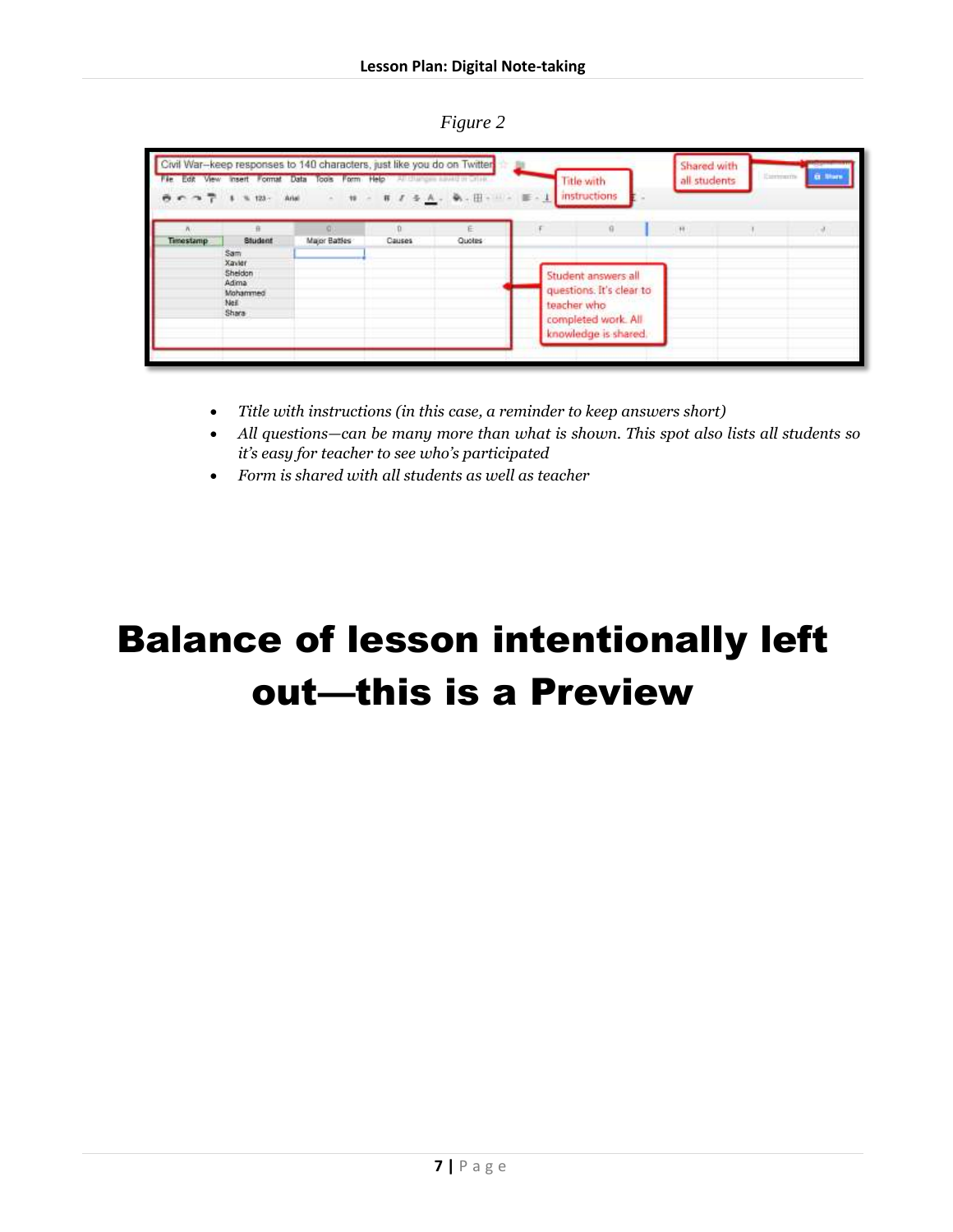*Figure 2*

- *Title with instructions (in this case, a reminder to keep answers short)*
- *All questions—can be many more than what is shown. This spot also lists all students so it's easy for teacher to see who's participated*
- *Form is shared with all students as well as teacher*

# Balance of lesson intentionally left out—this is a Preview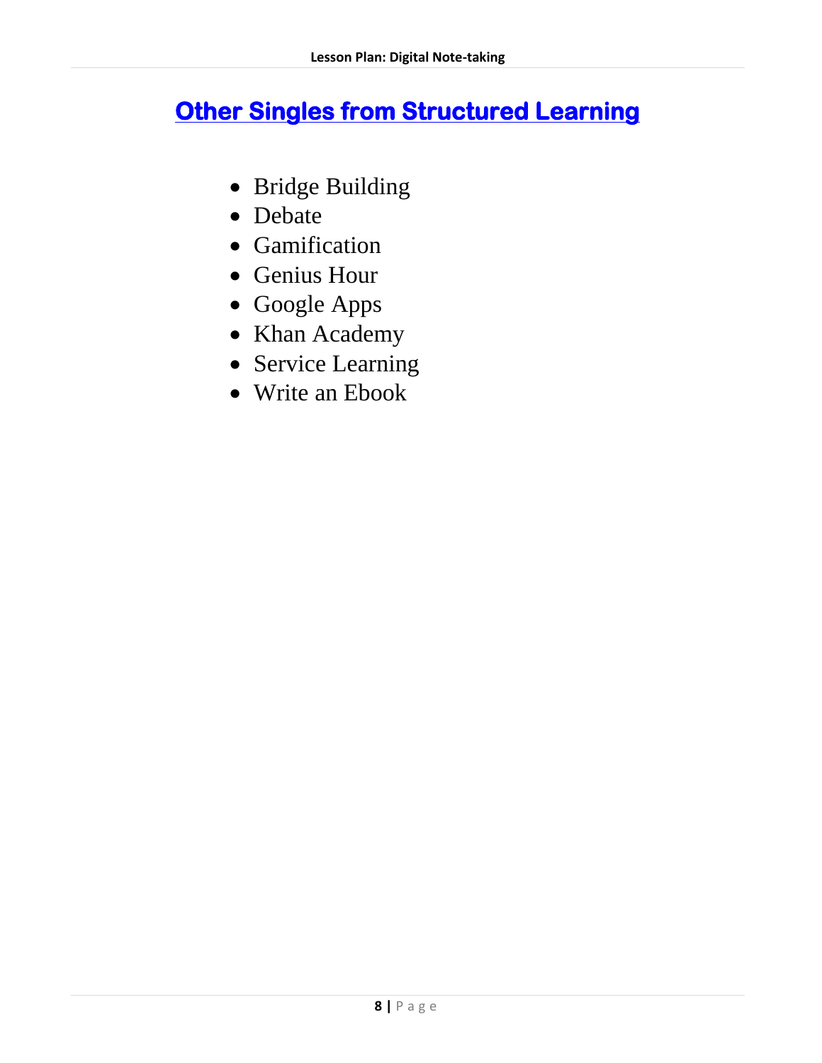# Other Singles from Structured Learning

- Bridge Building
- Debate
- Gamification
- Genius Hour
- Google Apps
- Khan Academy
- Service Learning
- Write an Ebook